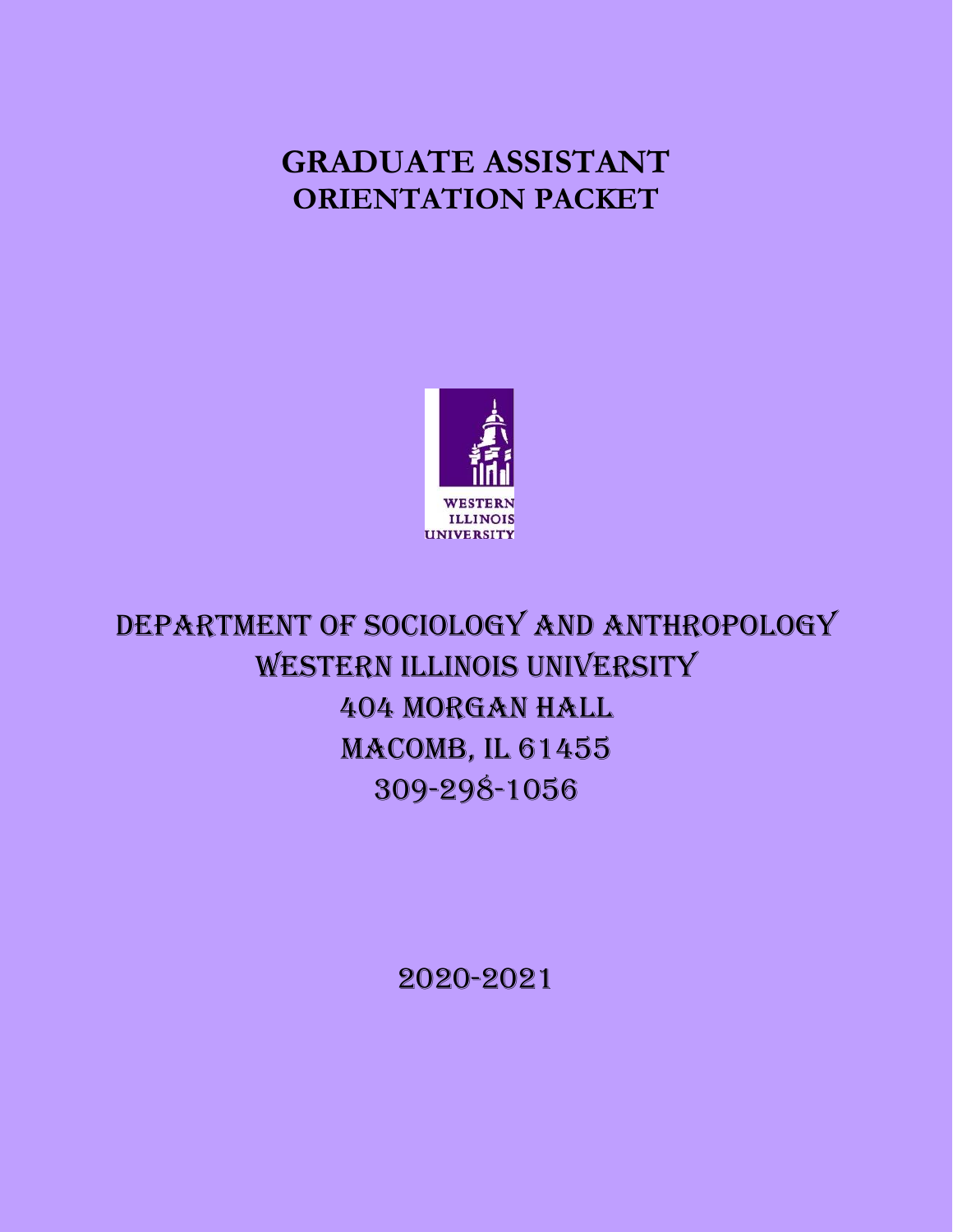# GRADUATE ASSISTANT ORIENTATION PACKET

WESTERN ILLINOIS UNIVERSITY

## DEPARTMENT OF SOCIOLOGY AND ANTHROPOLOGY

WESTERN ILLINOIS UNIVERSITY

404 MORGAN HALL

MACOMB, IL 61455

309-298-1056

2020-2021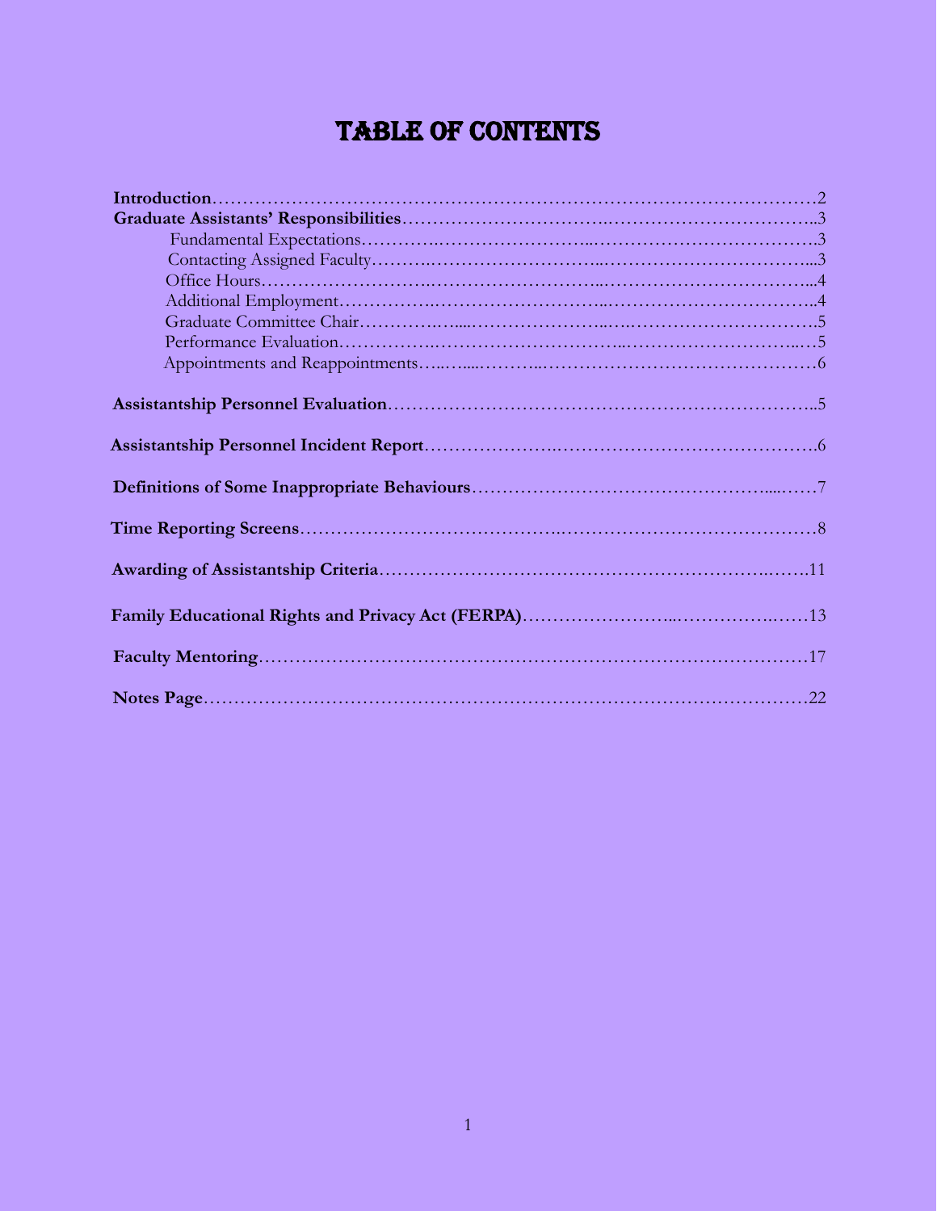# TABLE OF CONTENTS

**Introduction** ........ 2

**Graduate Assistants' Responsibilities** ........ 3

- Fundamental Expectations ........ 3
- Contacting Assigned Faculty ........ 3
- Office Hours ........ 4
- Additional Employment ........ 4
- Graduate Committee Chair ........ 5
- Performance Evaluation ........ 5
- Appointments and Reappointments ........ 6

**Assistantship Personnel Evaluation** ........ 5

**Assistantship Personnel Incident Report** ........ 6

**Definitions of Some Inappropriate Behaviours** ........ 7

**Time Reporting Screens** ........ 8

**Awarding of Assistantship Criteria** ........ 11

**Family Educational Rights and Privacy Act (FERPA)** ........ 13

**Faculty Mentoring** ........ 17

**Notes Page** ........ 22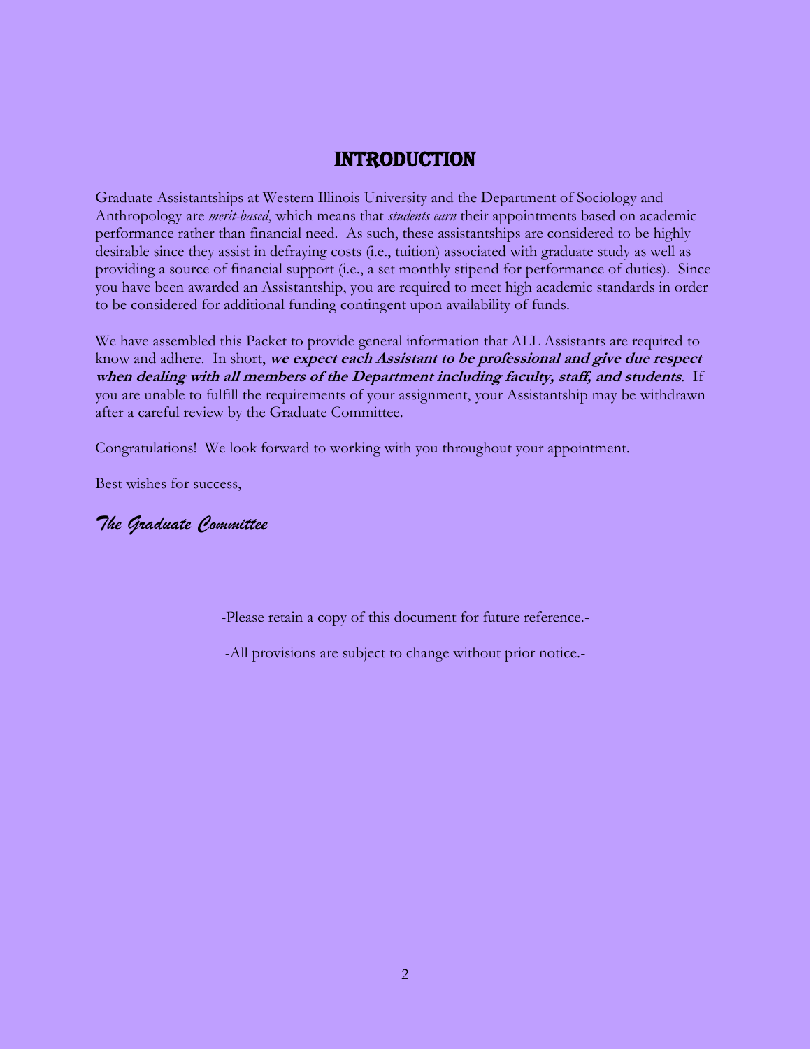# Introduction

Graduate Assistantships at Western Illinois University and the Department of Sociology and Anthropology are *merit-based*, which means that *students earn* their appointments based on academic performance rather than financial need. As such, these assistantships are considered to be highly desirable since they assist in defraying costs (i.e., tuition) associated with graduate study as well as providing a source of financial support (i.e., a set monthly stipend for performance of duties). Since you have been awarded an Assistantship, you are required to meet high academic standards in order to be considered for additional funding contingent upon availability of funds.

We have assembled this Packet to provide general information that ALL Assistants are required to know and adhere. In short, ***we expect each Assistant to be professional and give due respect when dealing with all members of the Department including faculty, staff, and students***. If you are unable to fulfill the requirements of your assignment, your Assistantship may be withdrawn after a careful review by the Graduate Committee.

Congratulations! We look forward to working with you throughout your appointment.

Best wishes for success,

*The Graduate Committee*

-Please retain a copy of this document for future reference.-

-All provisions are subject to change without prior notice.-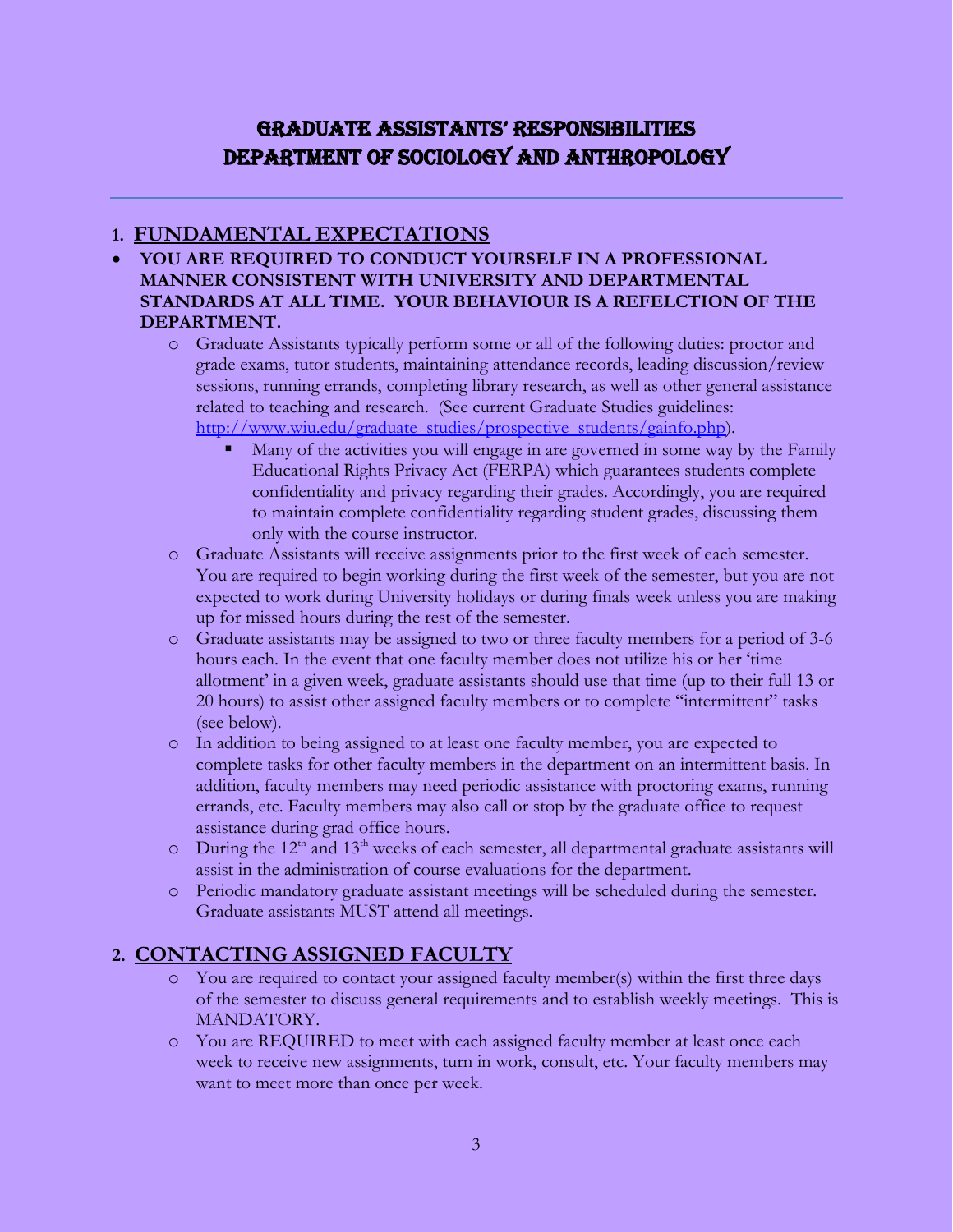# Graduate Assistants' Responsibilities
# Department of Sociology and Anthropology

## 1. FUNDAMENTAL EXPECTATIONS

- **YOU ARE REQUIRED TO CONDUCT YOURSELF IN A PROFESSIONAL MANNER CONSISTENT WITH UNIVERSITY AND DEPARTMENTAL STANDARDS AT ALL TIME. YOUR BEHAVIOUR IS A REFELCTION OF THE DEPARTMENT.**
  - Graduate Assistants typically perform some or all of the following duties: proctor and grade exams, tutor students, maintaining attendance records, leading discussion/review sessions, running errands, completing library research, as well as other general assistance related to teaching and research. (See current Graduate Studies guidelines: [http://www.wiu.edu/graduate_studies/prospective_students/gainfo.php](http://www.wiu.edu/graduate_studies/prospective_students/gainfo.php)).
    - Many of the activities you will engage in are governed in some way by the Family Educational Rights Privacy Act (FERPA) which guarantees students complete confidentiality and privacy regarding their grades. Accordingly, you are required to maintain complete confidentiality regarding student grades, discussing them only with the course instructor.
  - Graduate Assistants will receive assignments prior to the first week of each semester. You are required to begin working during the first week of the semester, but you are not expected to work during University holidays or during finals week unless you are making up for missed hours during the rest of the semester.
  - Graduate assistants may be assigned to two or three faculty members for a period of 3-6 hours each. In the event that one faculty member does not utilize his or her 'time allotment' in a given week, graduate assistants should use that time (up to their full 13 or 20 hours) to assist other assigned faculty members or to complete "intermittent" tasks (see below).
  - In addition to being assigned to at least one faculty member, you are expected to complete tasks for other faculty members in the department on an intermittent basis. In addition, faculty members may need periodic assistance with proctoring exams, running errands, etc. Faculty members may also call or stop by the graduate office to request assistance during grad office hours.
  - During the 12th and 13th weeks of each semester, all departmental graduate assistants will assist in the administration of course evaluations for the department.
  - Periodic mandatory graduate assistant meetings will be scheduled during the semester. Graduate assistants MUST attend all meetings.

## 2. CONTACTING ASSIGNED FACULTY

- You are required to contact your assigned faculty member(s) within the first three days of the semester to discuss general requirements and to establish weekly meetings. This is MANDATORY.
- You are REQUIRED to meet with each assigned faculty member at least once each week to receive new assignments, turn in work, consult, etc. Your faculty members may want to meet more than once per week.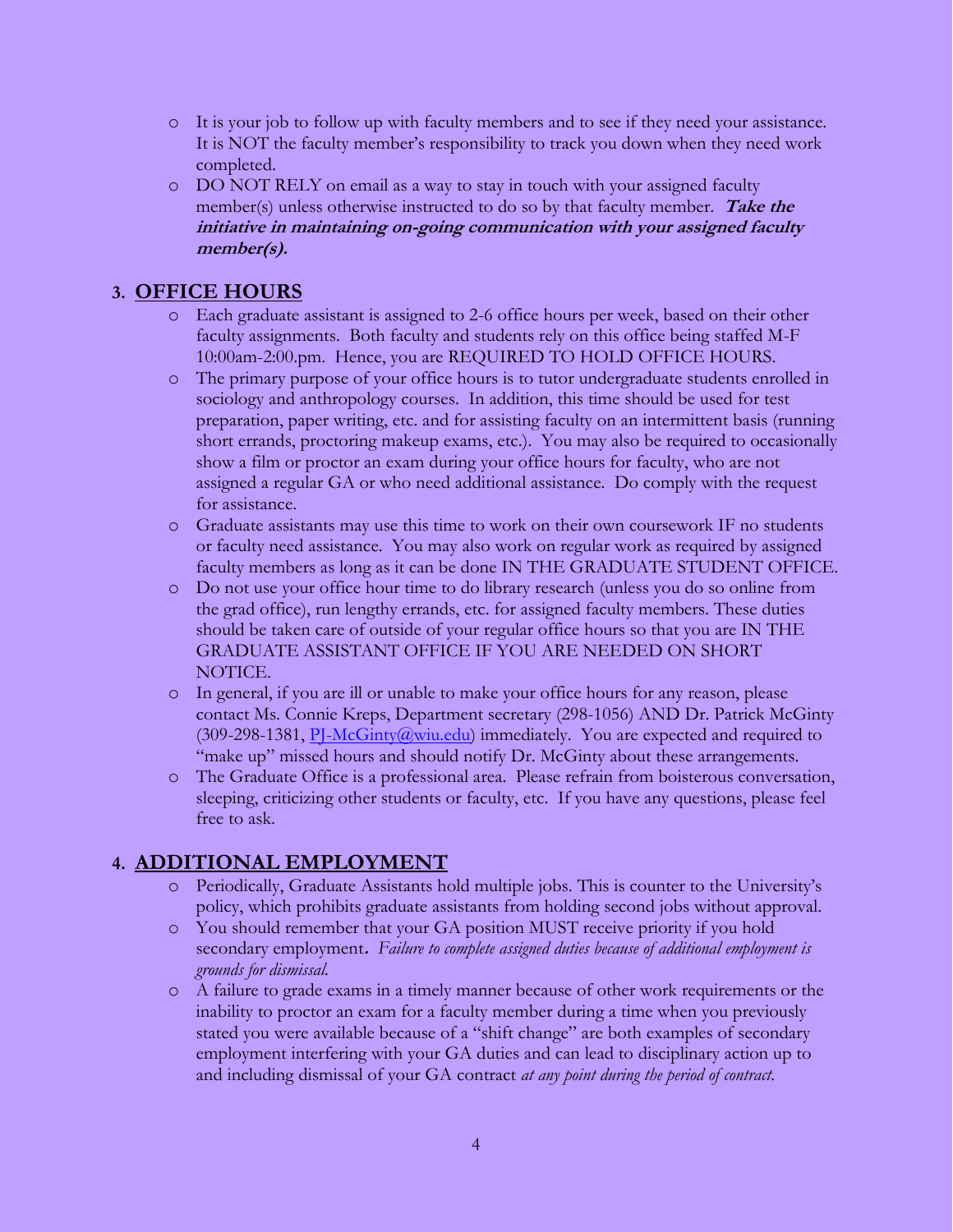- It is your job to follow up with faculty members and to see if they need your assistance. It is NOT the faculty member's responsibility to track you down when they need work completed.
- DO NOT RELY on email as a way to stay in touch with your assigned faculty member(s) unless otherwise instructed to do so by that faculty member. ***Take the initiative in maintaining on-going communication with your assigned faculty member(s).***

## 3. OFFICE HOURS

- Each graduate assistant is assigned to 2-6 office hours per week, based on their other faculty assignments. Both faculty and students rely on this office being staffed M-F 10:00am-2:00.pm. Hence, you are REQUIRED TO HOLD OFFICE HOURS.
- The primary purpose of your office hours is to tutor undergraduate students enrolled in sociology and anthropology courses. In addition, this time should be used for test preparation, paper writing, etc. and for assisting faculty on an intermittent basis (running short errands, proctoring makeup exams, etc.). You may also be required to occasionally show a film or proctor an exam during your office hours for faculty, who are not assigned a regular GA or who need additional assistance. Do comply with the request for assistance.
- Graduate assistants may use this time to work on their own coursework IF no students or faculty need assistance. You may also work on regular work as required by assigned faculty members as long as it can be done IN THE GRADUATE STUDENT OFFICE.
- Do not use your office hour time to do library research (unless you do so online from the grad office), run lengthy errands, etc. for assigned faculty members. These duties should be taken care of outside of your regular office hours so that you are IN THE GRADUATE ASSISTANT OFFICE IF YOU ARE NEEDED ON SHORT NOTICE.
- In general, if you are ill or unable to make your office hours for any reason, please contact Ms. Connie Kreps, Department secretary (298-1056) AND Dr. Patrick McGinty (309-298-1381, PJ-McGinty@wiu.edu) immediately. You are expected and required to "make up" missed hours and should notify Dr. McGinty about these arrangements.
- The Graduate Office is a professional area. Please refrain from boisterous conversation, sleeping, criticizing other students or faculty, etc. If you have any questions, please feel free to ask.

## 4. ADDITIONAL EMPLOYMENT

- Periodically, Graduate Assistants hold multiple jobs. This is counter to the University's policy, which prohibits graduate assistants from holding second jobs without approval.
- You should remember that your GA position MUST receive priority if you hold secondary employment**.** *Failure to complete assigned duties because of additional employment is grounds for dismissal.*
- A failure to grade exams in a timely manner because of other work requirements or the inability to proctor an exam for a faculty member during a time when you previously stated you were available because of a "shift change" are both examples of secondary employment interfering with your GA duties and can lead to disciplinary action up to and including dismissal of your GA contract *at any point during the period of contract.*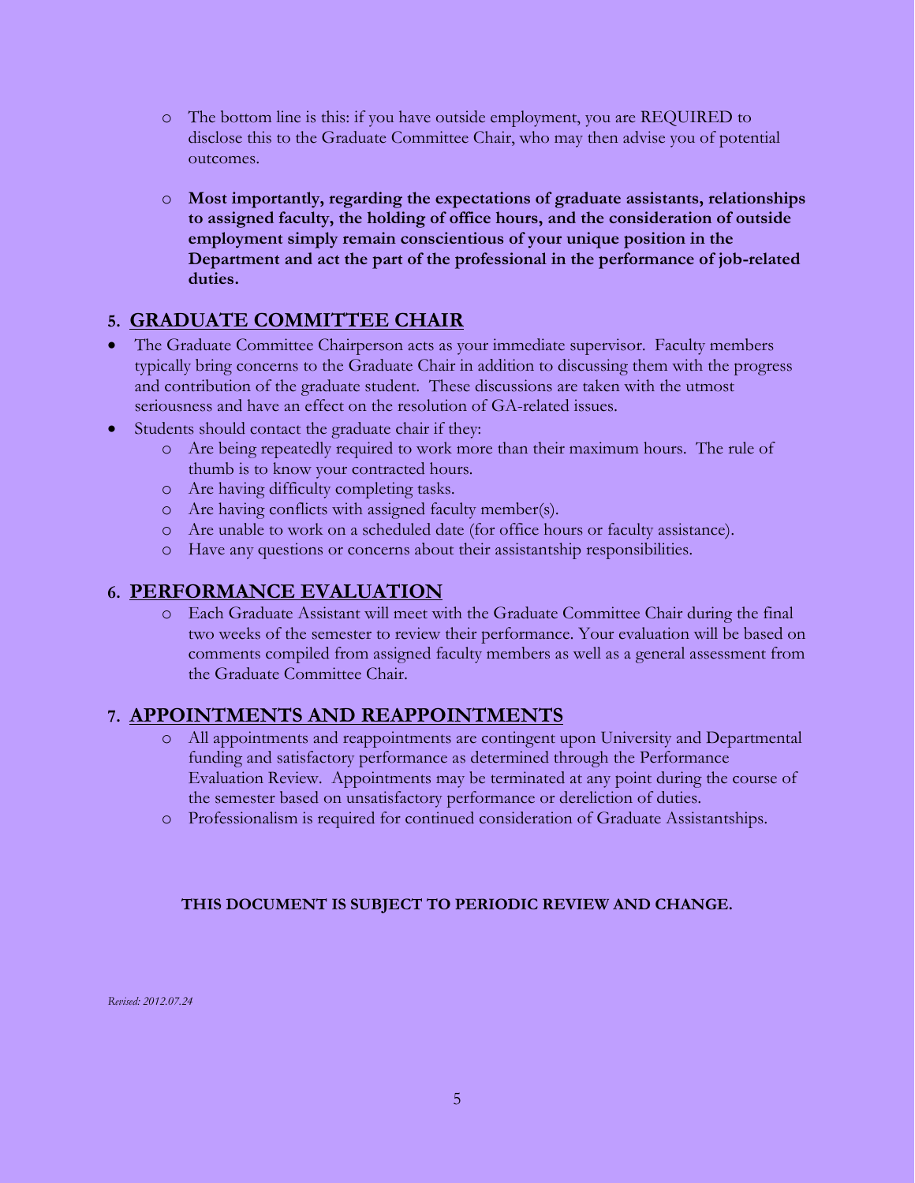- The bottom line is this: if you have outside employment, you are REQUIRED to disclose this to the Graduate Committee Chair, who may then advise you of potential outcomes.
- **Most importantly, regarding the expectations of graduate assistants, relationships to assigned faculty, the holding of office hours, and the consideration of outside employment simply remain conscientious of your unique position in the Department and act the part of the professional in the performance of job-related duties.**

## 5. GRADUATE COMMITTEE CHAIR

- The Graduate Committee Chairperson acts as your immediate supervisor. Faculty members typically bring concerns to the Graduate Chair in addition to discussing them with the progress and contribution of the graduate student. These discussions are taken with the utmost seriousness and have an effect on the resolution of GA-related issues.
- Students should contact the graduate chair if they:
  - Are being repeatedly required to work more than their maximum hours. The rule of thumb is to know your contracted hours.
  - Are having difficulty completing tasks.
  - Are having conflicts with assigned faculty member(s).
  - Are unable to work on a scheduled date (for office hours or faculty assistance).
  - Have any questions or concerns about their assistantship responsibilities.

## 6. PERFORMANCE EVALUATION

- Each Graduate Assistant will meet with the Graduate Committee Chair during the final two weeks of the semester to review their performance. Your evaluation will be based on comments compiled from assigned faculty members as well as a general assessment from the Graduate Committee Chair.

## 7. APPOINTMENTS AND REAPPOINTMENTS

- All appointments and reappointments are contingent upon University and Departmental funding and satisfactory performance as determined through the Performance Evaluation Review. Appointments may be terminated at any point during the course of the semester based on unsatisfactory performance or dereliction of duties.
- Professionalism is required for continued consideration of Graduate Assistantships.

**THIS DOCUMENT IS SUBJECT TO PERIODIC REVIEW AND CHANGE.**

*Revised: 2012.07.24*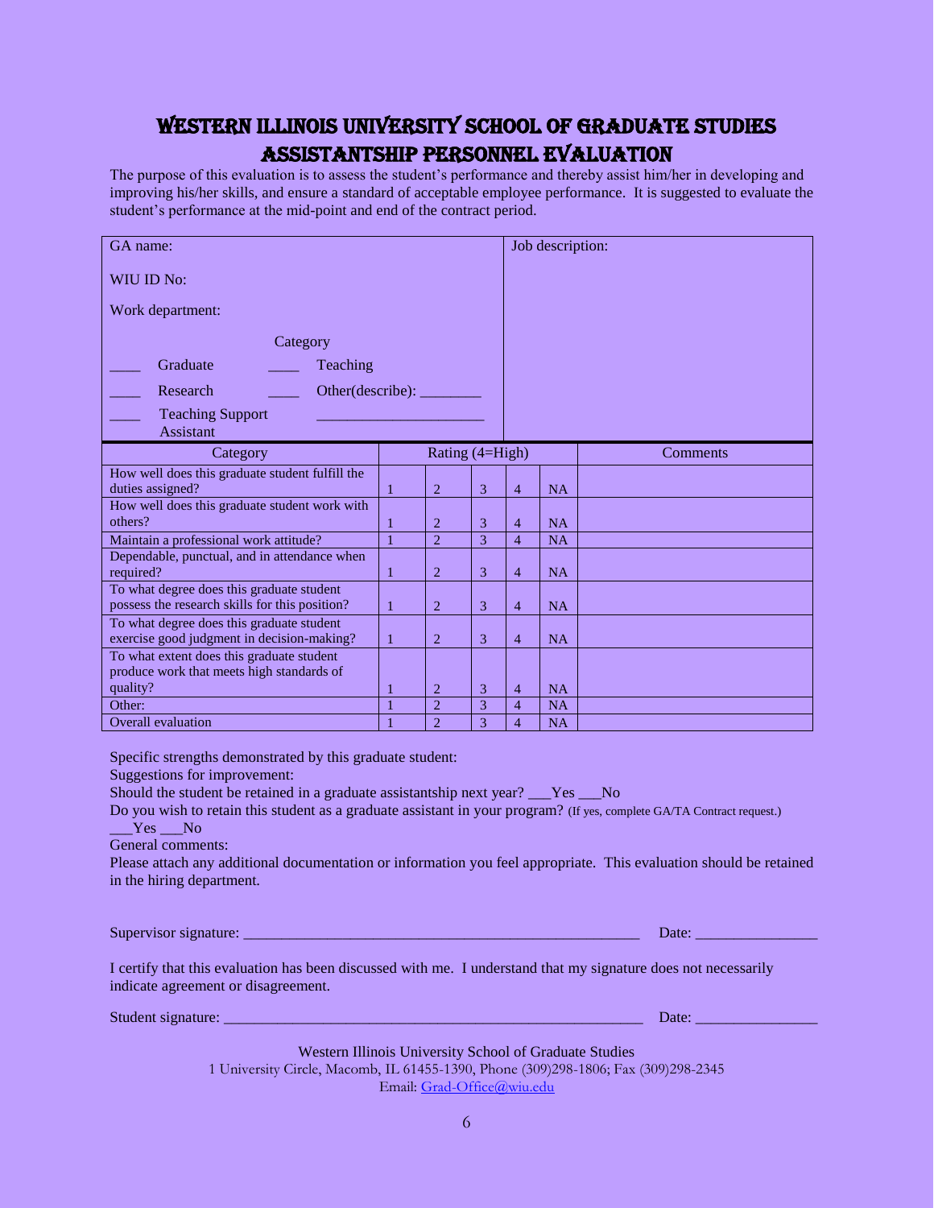# WESTERN ILLINOIS UNIVERSITY SCHOOL OF GRADUATE STUDIES
# ASSISTANTSHIP PERSONNEL EVALUATION

The purpose of this evaluation is to assess the student's performance and thereby assist him/her in developing and improving his/her skills, and ensure a standard of acceptable employee performance. It is suggested to evaluate the student's performance at the mid-point and end of the contract period.

| GA name: | Job description: |
|---|---|
| WIU ID No: | |
| Work department: | |
| Category | |
| ____ Graduate ____ Teaching | |
| ____ Research ____ Other(describe): ________ | |
| ____ Teaching Support Assistant ______________________ | |

| Category | Rating (4=High) | | | | | Comments |
|---|---|---|---|---|---|---|
| How well does this graduate student fulfill the duties assigned? | 1 | 2 | 3 | 4 | NA | |
| How well does this graduate student work with others? | 1 | 2 | 3 | 4 | NA | |
| Maintain a professional work attitude? | 1 | 2 | 3 | 4 | NA | |
| Dependable, punctual, and in attendance when required? | 1 | 2 | 3 | 4 | NA | |
| To what degree does this graduate student possess the research skills for this position? | 1 | 2 | 3 | 4 | NA | |
| To what degree does this graduate student exercise good judgment in decision-making? | 1 | 2 | 3 | 4 | NA | |
| To what extent does this graduate student produce work that meets high standards of quality? | 1 | 2 | 3 | 4 | NA | |
| Other: | 1 | 2 | 3 | 4 | NA | |
| Overall evaluation | 1 | 2 | 3 | 4 | NA | |

Specific strengths demonstrated by this graduate student:

Suggestions for improvement:

Should the student be retained in a graduate assistantship next year? ___Yes ___No

Do you wish to retain this student as a graduate assistant in your program? (If yes, complete GA/TA Contract request.)
___Yes ___No

General comments:

Please attach any additional documentation or information you feel appropriate. This evaluation should be retained in the hiring department.

Supervisor signature: ____________________________________________________ Date: ________________

I certify that this evaluation has been discussed with me. I understand that my signature does not necessarily indicate agreement or disagreement.

Student signature: ________________________________________________________ Date: ________________

Western Illinois University School of Graduate Studies
1 University Circle, Macomb, IL 61455-1390, Phone (309)298-1806; Fax (309)298-2345
Email: Grad-Office@wiu.edu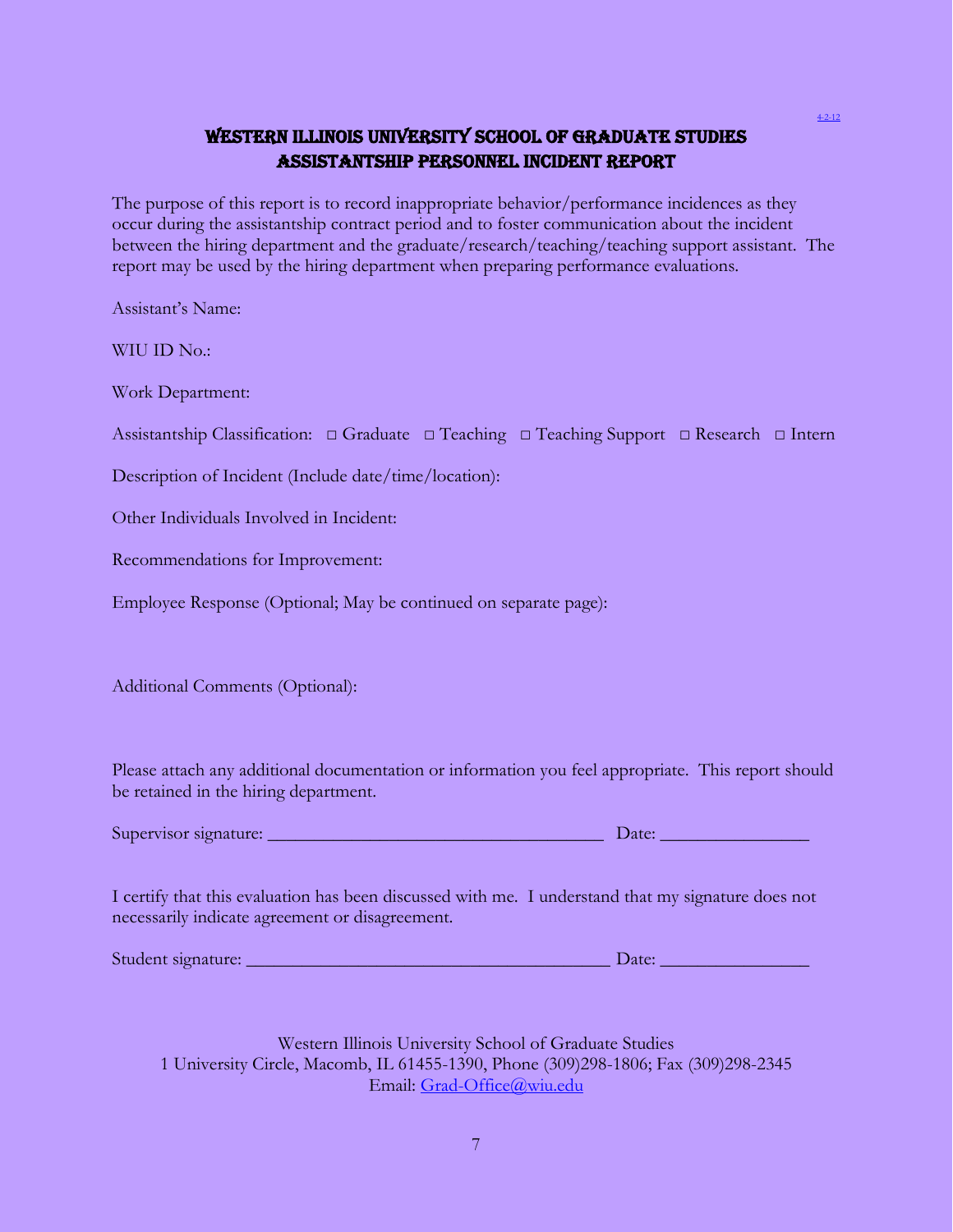# WESTERN ILLINOIS UNIVERSITY SCHOOL OF GRADUATE STUDIES
# ASSISTANTSHIP PERSONNEL INCIDENT REPORT

The purpose of this report is to record inappropriate behavior/performance incidences as they occur during the assistantship contract period and to foster communication about the incident between the hiring department and the graduate/research/teaching/teaching support assistant. The report may be used by the hiring department when preparing performance evaluations.

Assistant's Name:

WIU ID No.:

Work Department:

Assistantship Classification: □ Graduate □ Teaching □ Teaching Support □ Research □ Intern

Description of Incident (Include date/time/location):

Other Individuals Involved in Incident:

Recommendations for Improvement:

Employee Response (Optional; May be continued on separate page):

Additional Comments (Optional):

Please attach any additional documentation or information you feel appropriate. This report should be retained in the hiring department.

Supervisor signature: ____________________________________ Date: ________________

I certify that this evaluation has been discussed with me. I understand that my signature does not necessarily indicate agreement or disagreement.

Student signature: _______________________________________ Date: ________________

Western Illinois University School of Graduate Studies
1 University Circle, Macomb, IL 61455-1390, Phone (309)298-1806; Fax (309)298-2345
Email: Grad-Office@wiu.edu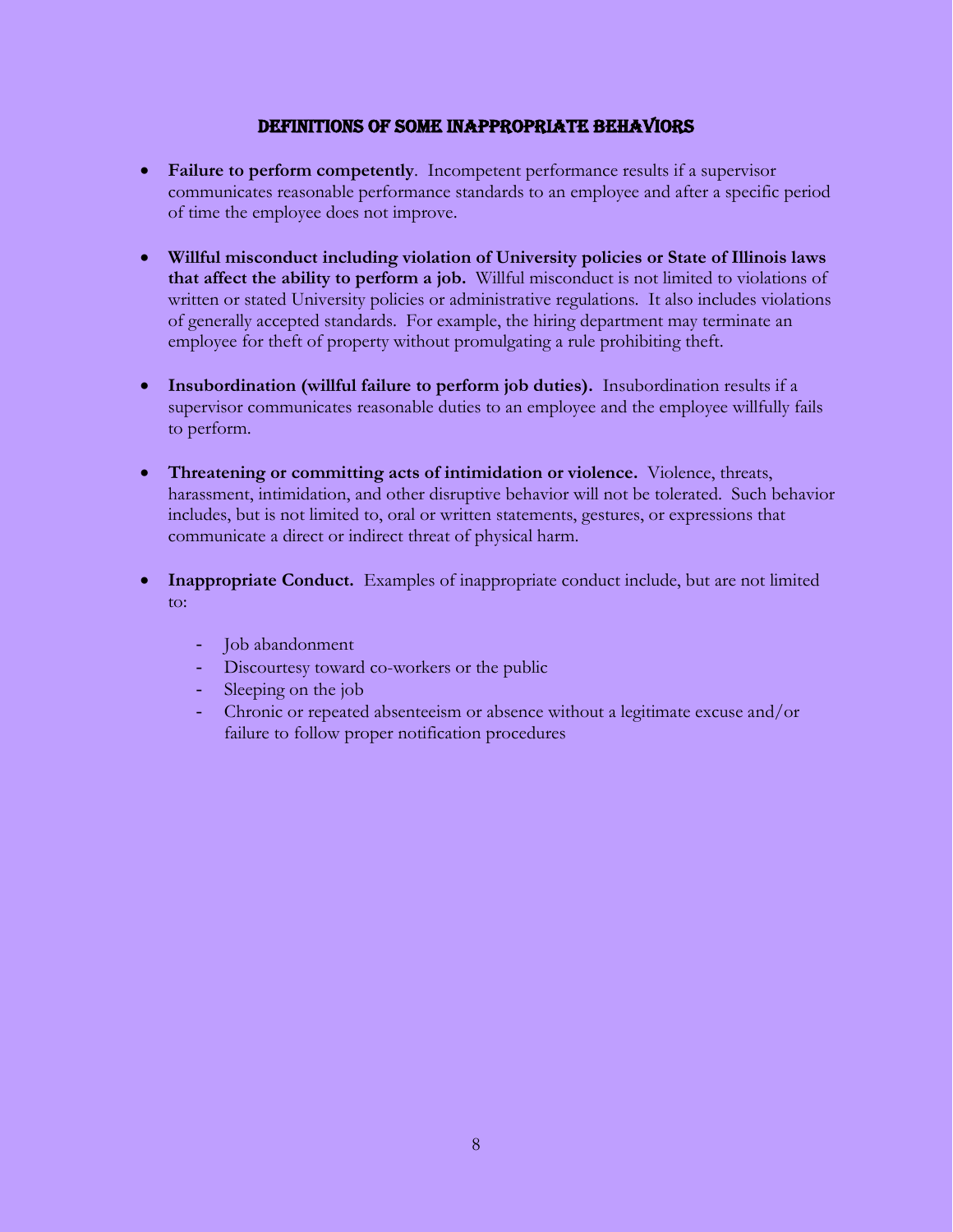## DEFINITIONS OF SOME INAPPROPRIATE BEHAVIORS

- **Failure to perform competently**. Incompetent performance results if a supervisor communicates reasonable performance standards to an employee and after a specific period of time the employee does not improve.

- **Willful misconduct including violation of University policies or State of Illinois laws that affect the ability to perform a job.** Willful misconduct is not limited to violations of written or stated University policies or administrative regulations. It also includes violations of generally accepted standards. For example, the hiring department may terminate an employee for theft of property without promulgating a rule prohibiting theft.

- **Insubordination (willful failure to perform job duties).** Insubordination results if a supervisor communicates reasonable duties to an employee and the employee willfully fails to perform.

- **Threatening or committing acts of intimidation or violence.** Violence, threats, harassment, intimidation, and other disruptive behavior will not be tolerated. Such behavior includes, but is not limited to, oral or written statements, gestures, or expressions that communicate a direct or indirect threat of physical harm.

- **Inappropriate Conduct.** Examples of inappropriate conduct include, but are not limited to:

    - Job abandonment
    - Discourtesy toward co-workers or the public
    - Sleeping on the job
    - Chronic or repeated absenteeism or absence without a legitimate excuse and/or failure to follow proper notification procedures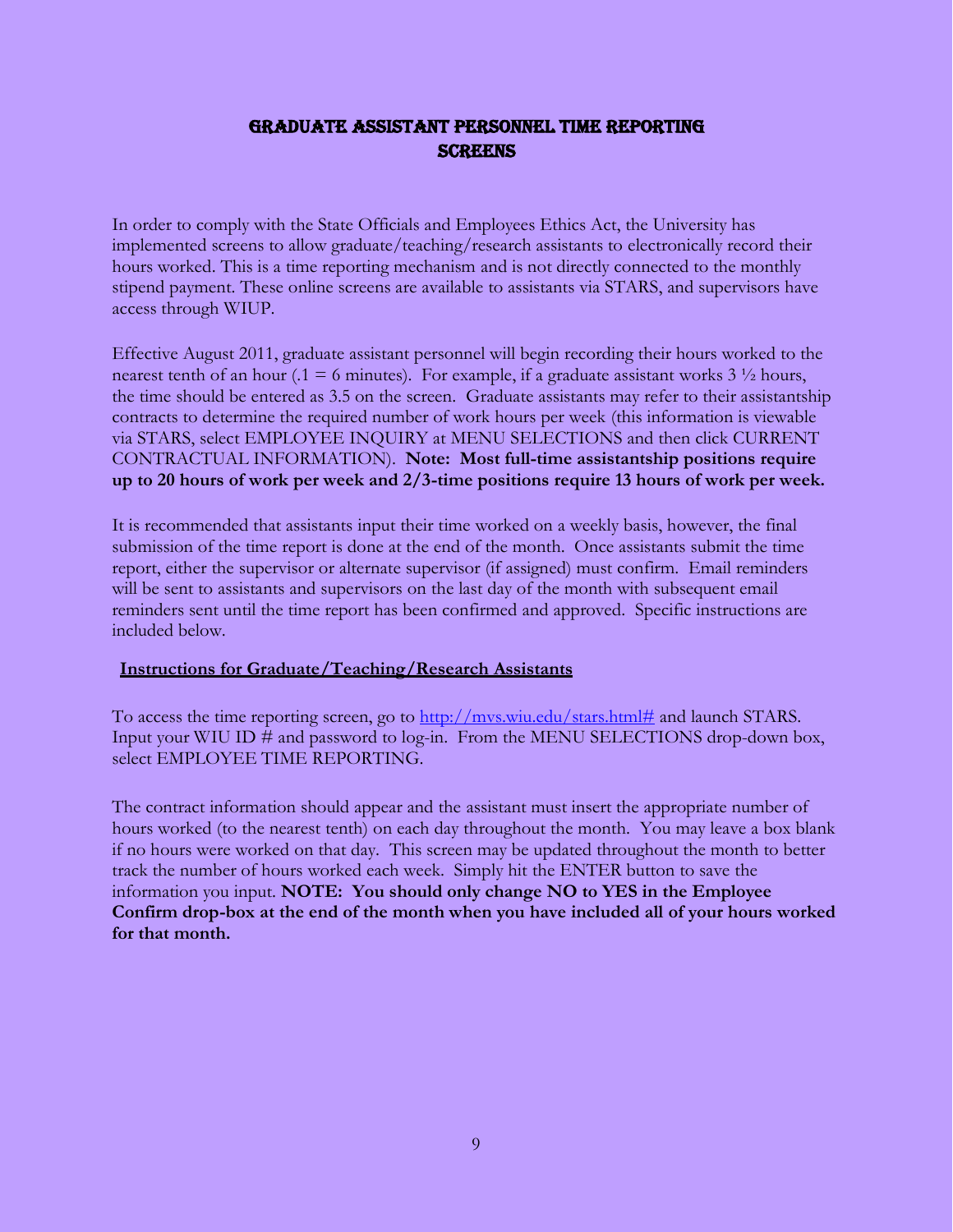# GRADUATE ASSISTANT PERSONNEL TIME REPORTING SCREENS

In order to comply with the State Officials and Employees Ethics Act, the University has implemented screens to allow graduate/teaching/research assistants to electronically record their hours worked. This is a time reporting mechanism and is not directly connected to the monthly stipend payment. These online screens are available to assistants via STARS, and supervisors have access through WIUP.

Effective August 2011, graduate assistant personnel will begin recording their hours worked to the nearest tenth of an hour (.1 = 6 minutes). For example, if a graduate assistant works 3 ½ hours, the time should be entered as 3.5 on the screen. Graduate assistants may refer to their assistantship contracts to determine the required number of work hours per week (this information is viewable via STARS, select EMPLOYEE INQUIRY at MENU SELECTIONS and then click CURRENT CONTRACTUAL INFORMATION). **Note: Most full-time assistantship positions require up to 20 hours of work per week and 2/3-time positions require 13 hours of work per week.**

It is recommended that assistants input their time worked on a weekly basis, however, the final submission of the time report is done at the end of the month. Once assistants submit the time report, either the supervisor or alternate supervisor (if assigned) must confirm. Email reminders will be sent to assistants and supervisors on the last day of the month with subsequent email reminders sent until the time report has been confirmed and approved. Specific instructions are included below.

## Instructions for Graduate/Teaching/Research Assistants

To access the time reporting screen, go to [http://mvs.wiu.edu/stars.html#](http://mvs.wiu.edu/stars.html#) and launch STARS. Input your WIU ID # and password to log-in. From the MENU SELECTIONS drop-down box, select EMPLOYEE TIME REPORTING.

The contract information should appear and the assistant must insert the appropriate number of hours worked (to the nearest tenth) on each day throughout the month. You may leave a box blank if no hours were worked on that day. This screen may be updated throughout the month to better track the number of hours worked each week. Simply hit the ENTER button to save the information you input. **NOTE: You should only change NO to YES in the Employee Confirm drop-box at the end of the month when you have included all of your hours worked for that month.**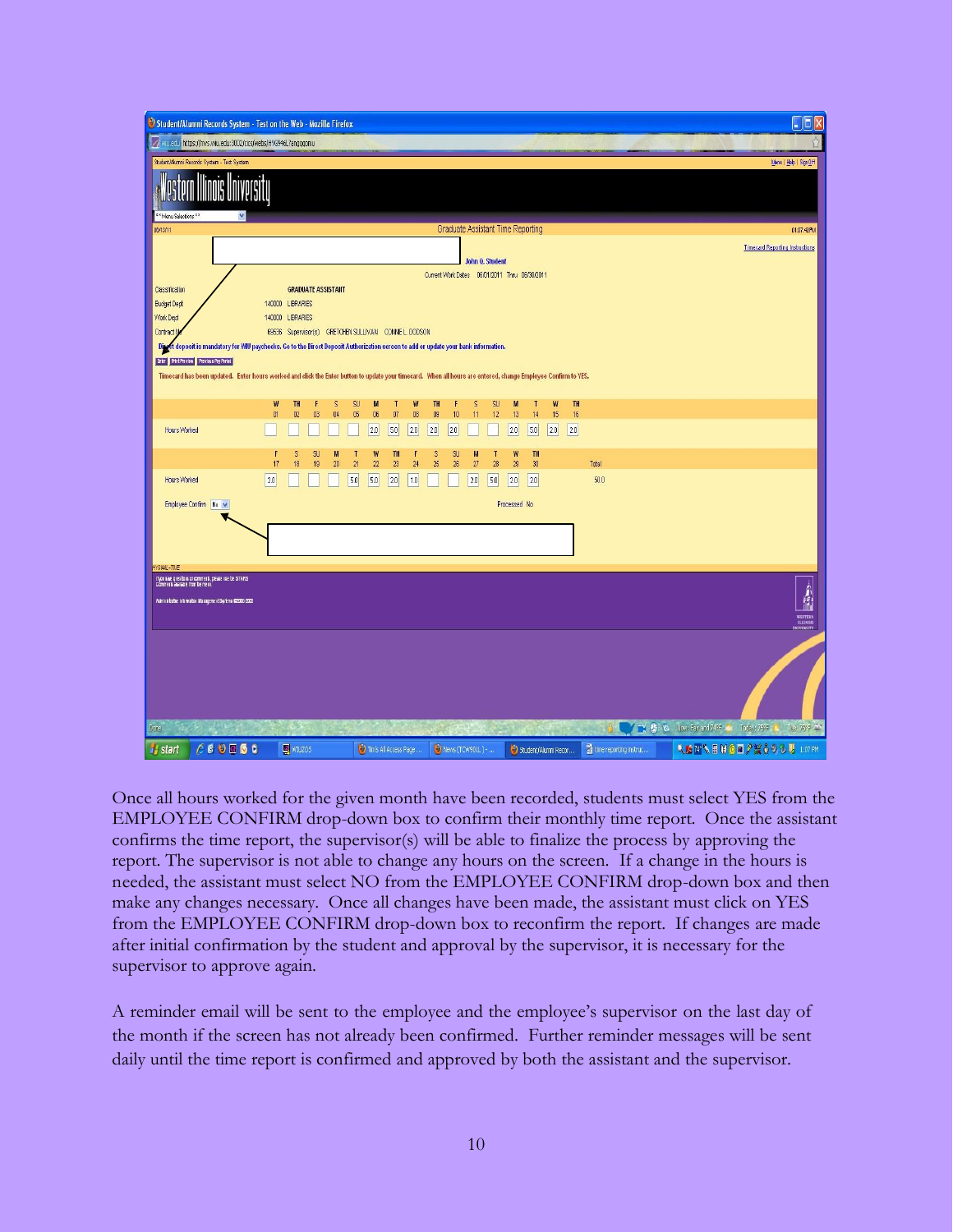Once all hours worked for the given month have been recorded, students must select YES from the EMPLOYEE CONFIRM drop-down box to confirm their monthly time report. Once the assistant confirms the time report, the supervisor(s) will be able to finalize the process by approving the report. The supervisor is not able to change any hours on the screen. If a change in the hours is needed, the assistant must select NO from the EMPLOYEE CONFIRM drop-down box and then make any changes necessary. Once all changes have been made, the assistant must click on YES from the EMPLOYEE CONFIRM drop-down box to reconfirm the report. If changes are made after initial confirmation by the student and approval by the supervisor, it is necessary for the supervisor to approve again.

A reminder email will be sent to the employee and the employee's supervisor on the last day of the month if the screen has not already been confirmed. Further reminder messages will be sent daily until the time report is confirmed and approved by both the assistant and the supervisor.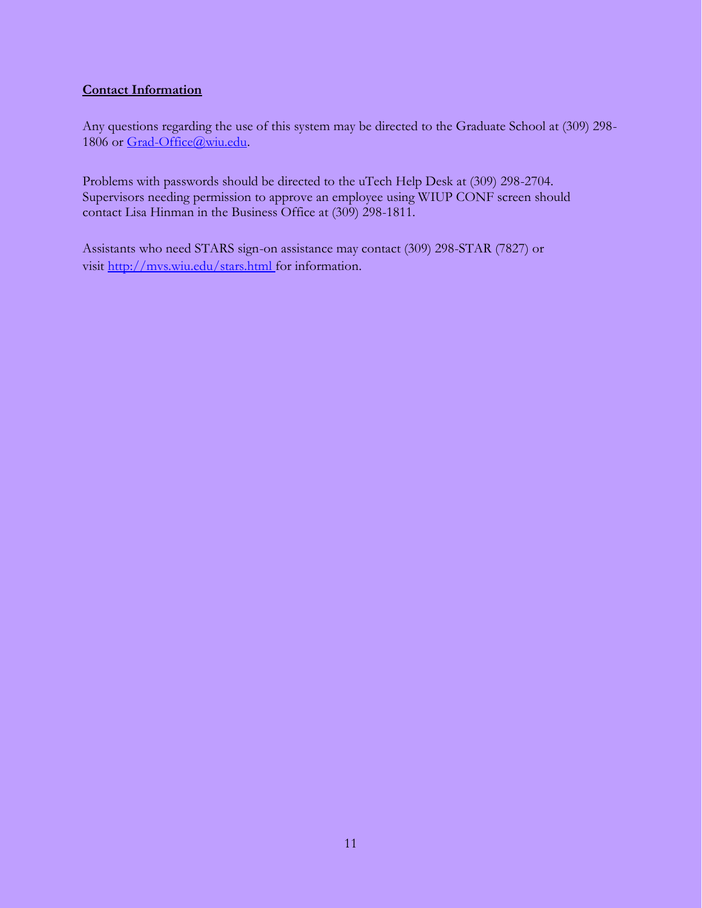**Contact Information**

Any questions regarding the use of this system may be directed to the Graduate School at (309) 298-1806 or Grad-Office@wiu.edu.

Problems with passwords should be directed to the uTech Help Desk at (309) 298-2704. Supervisors needing permission to approve an employee using WIUP CONF screen should contact Lisa Hinman in the Business Office at (309) 298-1811.

Assistants who need STARS sign-on assistance may contact (309) 298-STAR (7827) or visit http://mvs.wiu.edu/stars.html for information.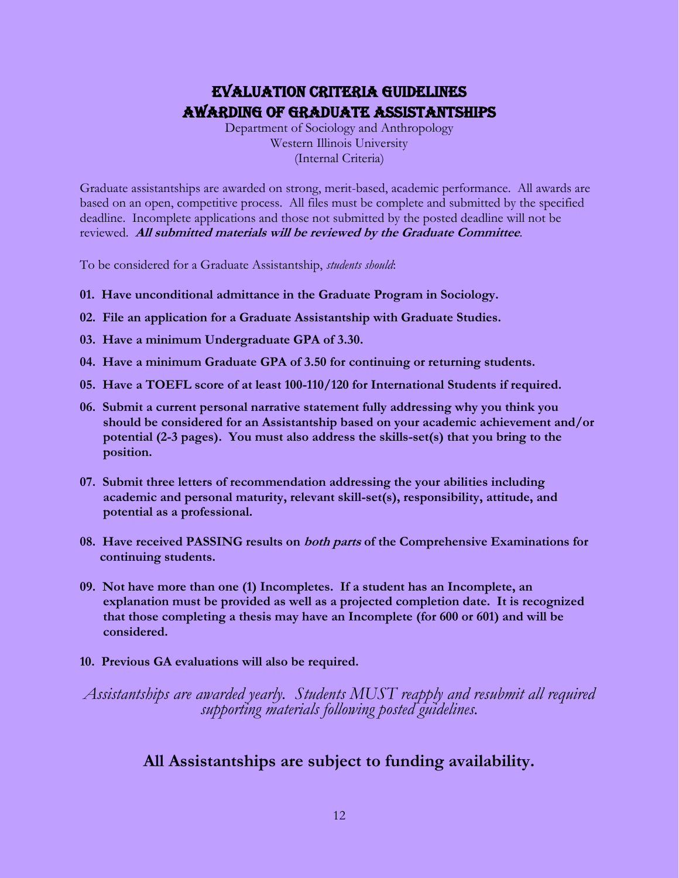# EVALUATION CRITERIA GUIDELINES
# AWARDING OF GRADUATE ASSISTANTSHIPS

Department of Sociology and Anthropology
Western Illinois University
(Internal Criteria)

Graduate assistantships are awarded on strong, merit-based, academic performance. All awards are based on an open, competitive process. All files must be complete and submitted by the specified deadline. Incomplete applications and those not submitted by the posted deadline will not be reviewed. ***All submitted materials will be reviewed by the Graduate Committee***.

To be considered for a Graduate Assistantship, *students should*:

**01. Have unconditional admittance in the Graduate Program in Sociology.**

**02. File an application for a Graduate Assistantship with Graduate Studies.**

**03. Have a minimum Undergraduate GPA of 3.30.**

**04. Have a minimum Graduate GPA of 3.50 for continuing or returning students.**

**05. Have a TOEFL score of at least 100-110/120 for International Students if required.**

**06. Submit a current personal narrative statement fully addressing why you think you should be considered for an Assistantship based on your academic achievement and/or potential (2-3 pages). You must also address the skills-set(s) that you bring to the position.**

**07. Submit three letters of recommendation addressing the your abilities including academic and personal maturity, relevant skill-set(s), responsibility, attitude, and potential as a professional.**

**08. Have received PASSING results on *both parts* of the Comprehensive Examinations for continuing students.**

**09. Not have more than one (1) Incompletes. If a student has an Incomplete, an explanation must be provided as well as a projected completion date. It is recognized that those completing a thesis may have an Incomplete (for 600 or 601) and will be considered.**

**10. Previous GA evaluations will also be required.**

*Assistantships are awarded yearly. Students MUST reapply and resubmit all required supporting materials following posted guidelines.*

## All Assistantships are subject to funding availability.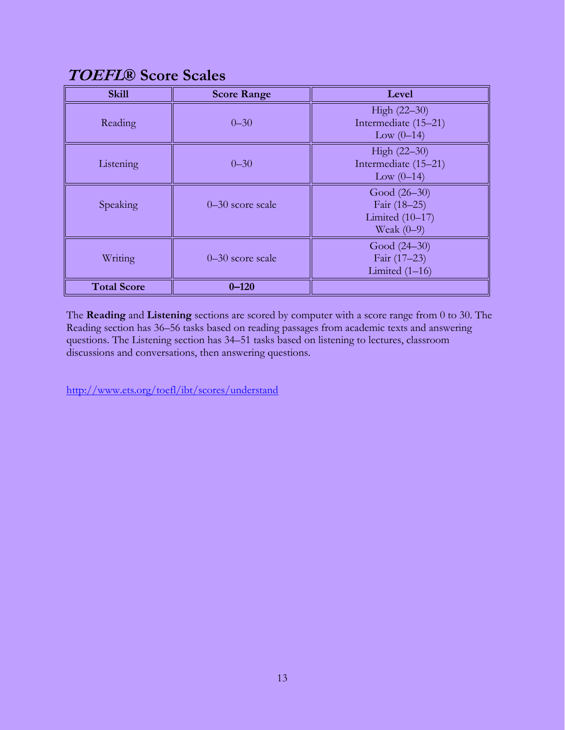## ***TOEFL*®** Score Scales

| **Skill** | **Score Range** | **Level** |
| --- | --- | --- |
| Reading | 0–30 | High (22–30)<br>Intermediate (15–21)<br>Low (0–14) |
| Listening | 0–30 | High (22–30)<br>Intermediate (15–21)<br>Low (0–14) |
| Speaking | 0–30 score scale | Good (26–30)<br>Fair (18–25)<br>Limited (10–17)<br>Weak (0–9) |
| Writing | 0–30 score scale | Good (24–30)<br>Fair (17–23)<br>Limited (1–16) |
| **Total Score** | **0–120** | |

The **Reading** and **Listening** sections are scored by computer with a score range from 0 to 30. The Reading section has 36–56 tasks based on reading passages from academic texts and answering questions. The Listening section has 34–51 tasks based on listening to lectures, classroom discussions and conversations, then answering questions.

http://www.ets.org/toefl/ibt/scores/understand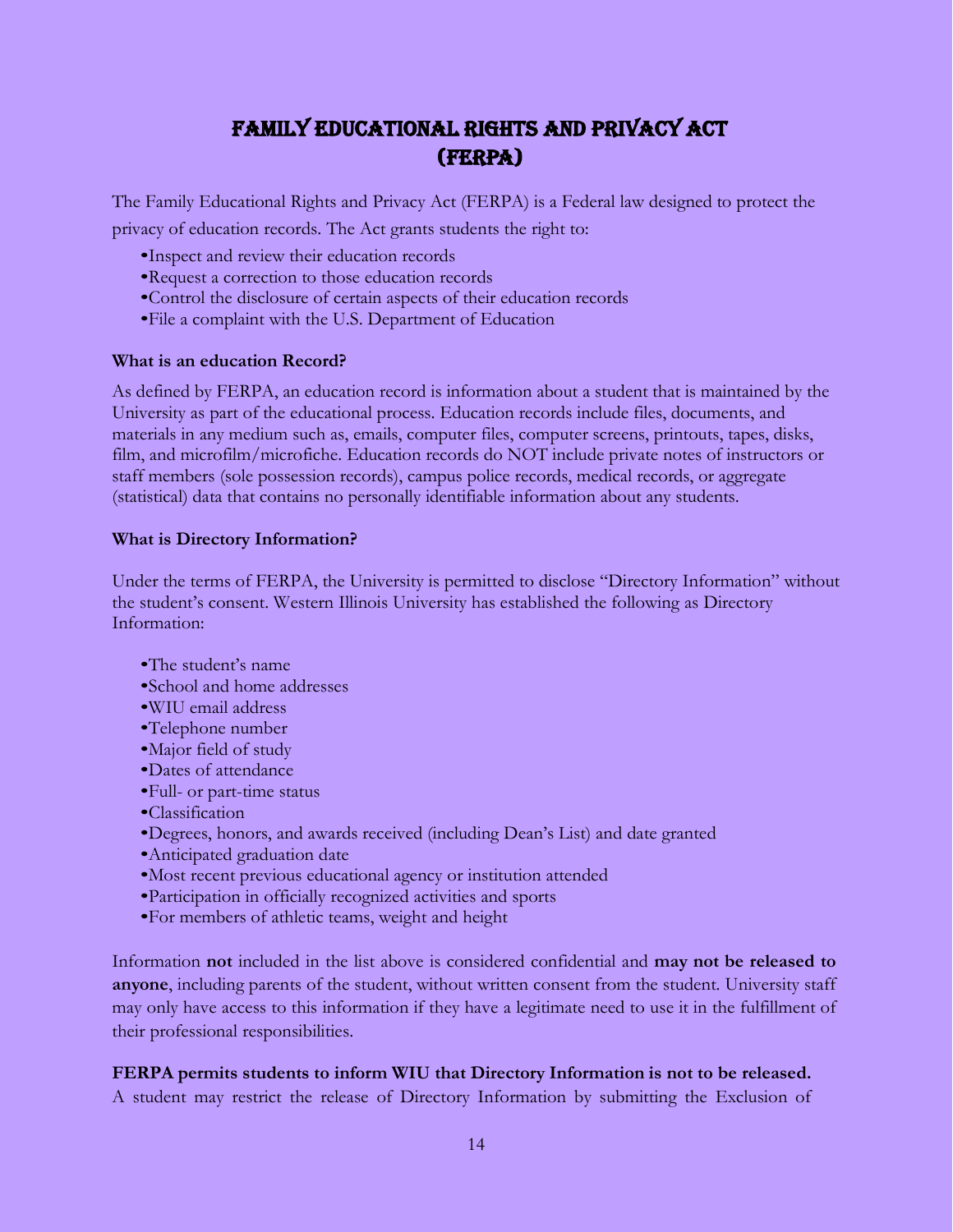# Family Educational Rights and Privacy Act (FERPA)

The Family Educational Rights and Privacy Act (FERPA) is a Federal law designed to protect the privacy of education records. The Act grants students the right to:

- Inspect and review their education records
- Request a correction to those education records
- Control the disclosure of certain aspects of their education records
- File a complaint with the U.S. Department of Education

**What is an education Record?**

As defined by FERPA, an education record is information about a student that is maintained by the University as part of the educational process. Education records include files, documents, and materials in any medium such as, emails, computer files, computer screens, printouts, tapes, disks, film, and microfilm/microfiche. Education records do NOT include private notes of instructors or staff members (sole possession records), campus police records, medical records, or aggregate (statistical) data that contains no personally identifiable information about any students.

**What is Directory Information?**

Under the terms of FERPA, the University is permitted to disclose "Directory Information" without the student's consent. Western Illinois University has established the following as Directory Information:

- The student's name
- School and home addresses
- WIU email address
- Telephone number
- Major field of study
- Dates of attendance
- Full- or part-time status
- Classification
- Degrees, honors, and awards received (including Dean's List) and date granted
- Anticipated graduation date
- Most recent previous educational agency or institution attended
- Participation in officially recognized activities and sports
- For members of athletic teams, weight and height

Information **not** included in the list above is considered confidential and **may not be released to anyone**, including parents of the student, without written consent from the student. University staff may only have access to this information if they have a legitimate need to use it in the fulfillment of their professional responsibilities.

**FERPA permits students to inform WIU that Directory Information is not to be released.**
A student may restrict the release of Directory Information by submitting the Exclusion of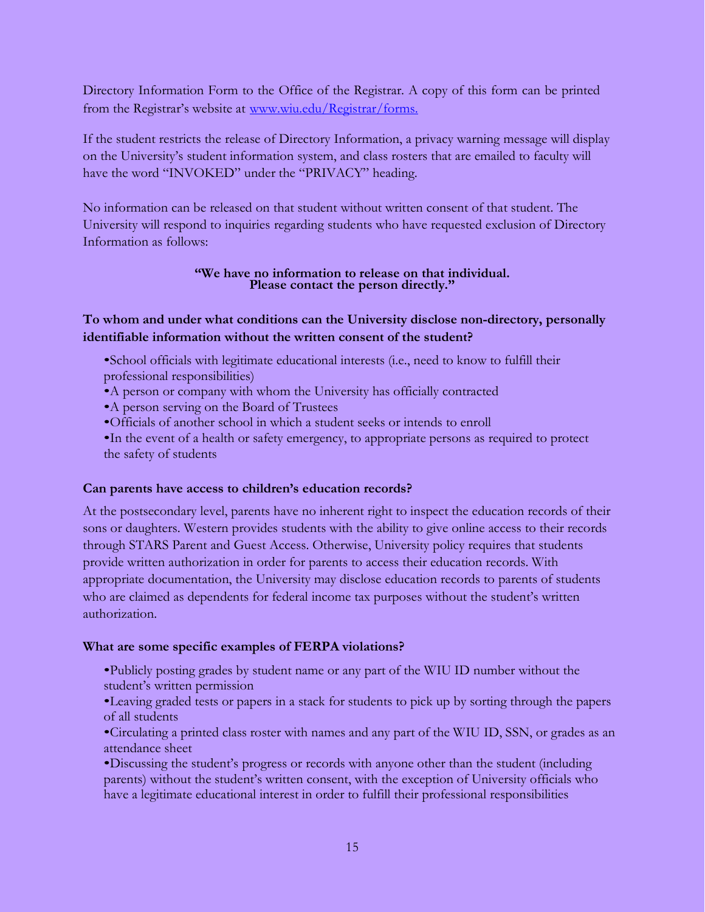Directory Information Form to the Office of the Registrar. A copy of this form can be printed from the Registrar's website at [www.wiu.edu/Registrar/forms.](www.wiu.edu/Registrar/forms.)

If the student restricts the release of Directory Information, a privacy warning message will display on the University's student information system, and class rosters that are emailed to faculty will have the word "INVOKED" under the "PRIVACY" heading.

No information can be released on that student without written consent of that student. The University will respond to inquiries regarding students who have requested exclusion of Directory Information as follows:

**"We have no information to release on that individual. Please contact the person directly."**

**To whom and under what conditions can the University disclose non-directory, personally identifiable information without the written consent of the student?**

- School officials with legitimate educational interests (i.e., need to know to fulfill their professional responsibilities)
- A person or company with whom the University has officially contracted
- A person serving on the Board of Trustees
- Officials of another school in which a student seeks or intends to enroll
- In the event of a health or safety emergency, to appropriate persons as required to protect the safety of students

**Can parents have access to children's education records?**

At the postsecondary level, parents have no inherent right to inspect the education records of their sons or daughters. Western provides students with the ability to give online access to their records through STARS Parent and Guest Access. Otherwise, University policy requires that students provide written authorization in order for parents to access their education records. With appropriate documentation, the University may disclose education records to parents of students who are claimed as dependents for federal income tax purposes without the student's written authorization.

**What are some specific examples of FERPA violations?**

- Publicly posting grades by student name or any part of the WIU ID number without the student's written permission
- Leaving graded tests or papers in a stack for students to pick up by sorting through the papers of all students
- Circulating a printed class roster with names and any part of the WIU ID, SSN, or grades as an attendance sheet
- Discussing the student's progress or records with anyone other than the student (including parents) without the student's written consent, with the exception of University officials who have a legitimate educational interest in order to fulfill their professional responsibilities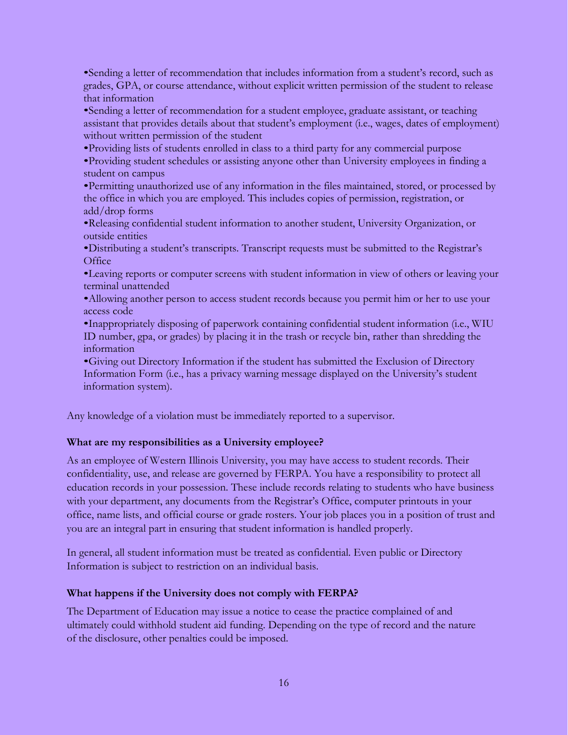- Sending a letter of recommendation that includes information from a student's record, such as grades, GPA, or course attendance, without explicit written permission of the student to release that information
- Sending a letter of recommendation for a student employee, graduate assistant, or teaching assistant that provides details about that student's employment (i.e., wages, dates of employment) without written permission of the student
- Providing lists of students enrolled in class to a third party for any commercial purpose
- Providing student schedules or assisting anyone other than University employees in finding a student on campus
- Permitting unauthorized use of any information in the files maintained, stored, or processed by the office in which you are employed. This includes copies of permission, registration, or add/drop forms
- Releasing confidential student information to another student, University Organization, or outside entities
- Distributing a student's transcripts. Transcript requests must be submitted to the Registrar's Office
- Leaving reports or computer screens with student information in view of others or leaving your terminal unattended
- Allowing another person to access student records because you permit him or her to use your access code
- Inappropriately disposing of paperwork containing confidential student information (i.e., WIU ID number, gpa, or grades) by placing it in the trash or recycle bin, rather than shredding the information
- Giving out Directory Information if the student has submitted the Exclusion of Directory Information Form (i.e., has a privacy warning message displayed on the University's student information system).

Any knowledge of a violation must be immediately reported to a supervisor.

**What are my responsibilities as a University employee?**

As an employee of Western Illinois University, you may have access to student records. Their confidentiality, use, and release are governed by FERPA. You have a responsibility to protect all education records in your possession. These include records relating to students who have business with your department, any documents from the Registrar's Office, computer printouts in your office, name lists, and official course or grade rosters. Your job places you in a position of trust and you are an integral part in ensuring that student information is handled properly.

In general, all student information must be treated as confidential. Even public or Directory Information is subject to restriction on an individual basis.

**What happens if the University does not comply with FERPA?**

The Department of Education may issue a notice to cease the practice complained of and ultimately could withhold student aid funding. Depending on the type of record and the nature of the disclosure, other penalties could be imposed.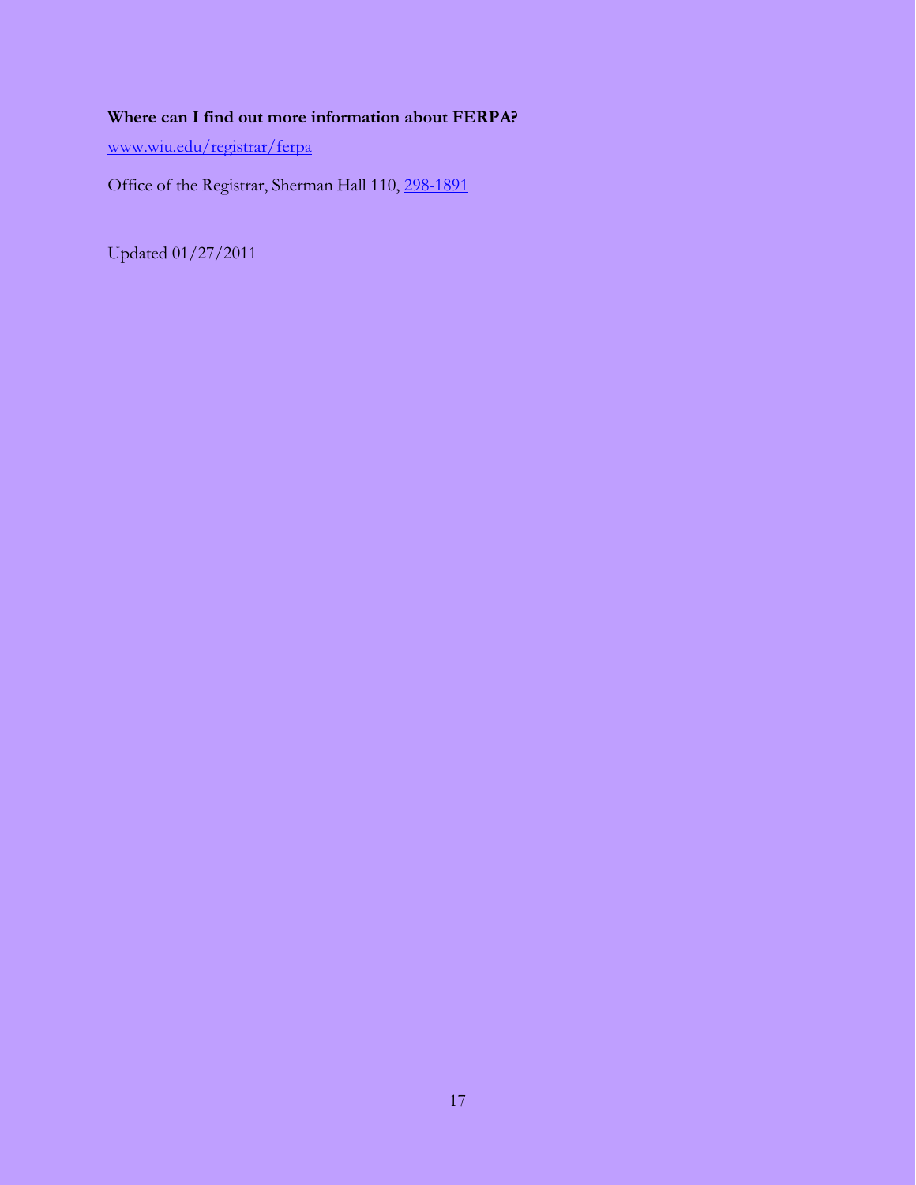**Where can I find out more information about FERPA?**

[www.wiu.edu/registrar/ferpa](http://www.wiu.edu/registrar/ferpa)

Office of the Registrar, Sherman Hall 110, 298-1891

Updated 01/27/2011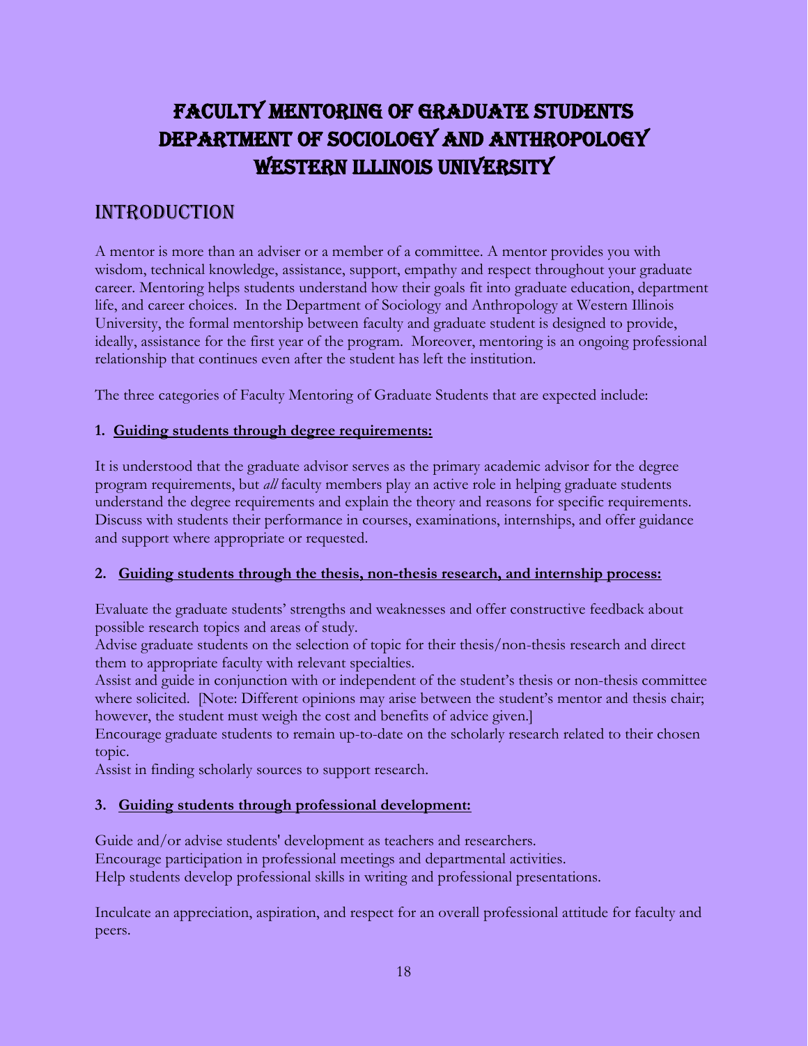# Faculty Mentoring of Graduate Students
# Department of Sociology and Anthropology
# Western Illinois University

## Introduction

A mentor is more than an adviser or a member of a committee. A mentor provides you with wisdom, technical knowledge, assistance, support, empathy and respect throughout your graduate career. Mentoring helps students understand how their goals fit into graduate education, department life, and career choices. In the Department of Sociology and Anthropology at Western Illinois University, the formal mentorship between faculty and graduate student is designed to provide, ideally, assistance for the first year of the program. Moreover, mentoring is an ongoing professional relationship that continues even after the student has left the institution.

The three categories of Faculty Mentoring of Graduate Students that are expected include:

**1. Guiding students through degree requirements:**

It is understood that the graduate advisor serves as the primary academic advisor for the degree program requirements, but *all* faculty members play an active role in helping graduate students understand the degree requirements and explain the theory and reasons for specific requirements. Discuss with students their performance in courses, examinations, internships, and offer guidance and support where appropriate or requested.

**2. Guiding students through the thesis, non-thesis research, and internship process:**

Evaluate the graduate students' strengths and weaknesses and offer constructive feedback about possible research topics and areas of study.
Advise graduate students on the selection of topic for their thesis/non-thesis research and direct them to appropriate faculty with relevant specialties.
Assist and guide in conjunction with or independent of the student's thesis or non-thesis committee where solicited. [Note: Different opinions may arise between the student's mentor and thesis chair; however, the student must weigh the cost and benefits of advice given.]
Encourage graduate students to remain up-to-date on the scholarly research related to their chosen topic.
Assist in finding scholarly sources to support research.

**3. Guiding students through professional development:**

Guide and/or advise students' development as teachers and researchers.
Encourage participation in professional meetings and departmental activities.
Help students develop professional skills in writing and professional presentations.

Inculcate an appreciation, aspiration, and respect for an overall professional attitude for faculty and peers.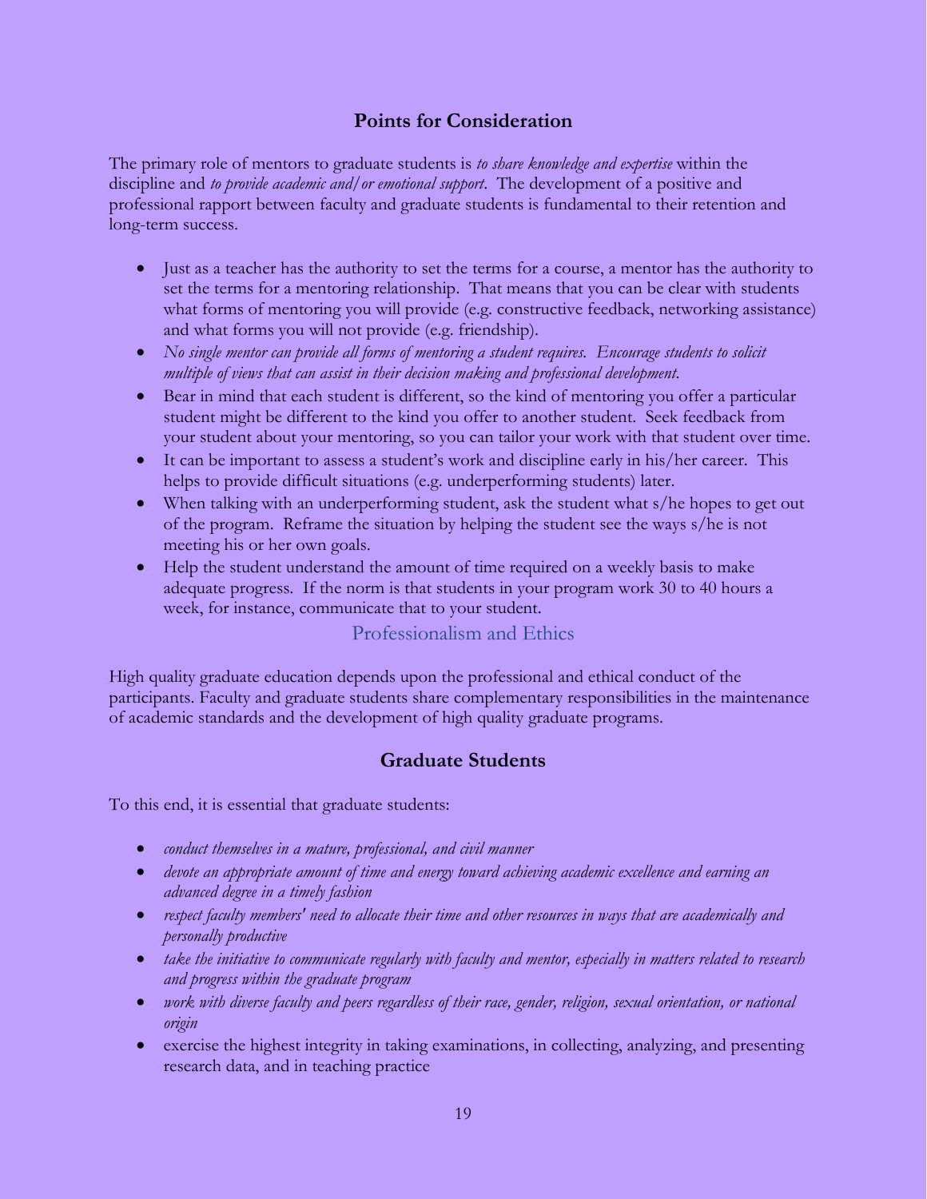## Points for Consideration

The primary role of mentors to graduate students is *to share knowledge and expertise* within the discipline and *to provide academic and/or emotional support*. The development of a positive and professional rapport between faculty and graduate students is fundamental to their retention and long-term success.

- Just as a teacher has the authority to set the terms for a course, a mentor has the authority to set the terms for a mentoring relationship. That means that you can be clear with students what forms of mentoring you will provide (e.g. constructive feedback, networking assistance) and what forms you will not provide (e.g. friendship).
- *No single mentor can provide all forms of mentoring a student requires. Encourage students to solicit multiple of views that can assist in their decision making and professional development.*
- Bear in mind that each student is different, so the kind of mentoring you offer a particular student might be different to the kind you offer to another student. Seek feedback from your student about your mentoring, so you can tailor your work with that student over time.
- It can be important to assess a student's work and discipline early in his/her career. This helps to provide difficult situations (e.g. underperforming students) later.
- When talking with an underperforming student, ask the student what s/he hopes to get out of the program. Reframe the situation by helping the student see the ways s/he is not meeting his or her own goals.
- Help the student understand the amount of time required on a weekly basis to make adequate progress. If the norm is that students in your program work 30 to 40 hours a week, for instance, communicate that to your student.

## Professionalism and Ethics

High quality graduate education depends upon the professional and ethical conduct of the participants. Faculty and graduate students share complementary responsibilities in the maintenance of academic standards and the development of high quality graduate programs.

## Graduate Students

To this end, it is essential that graduate students:

- *conduct themselves in a mature, professional, and civil manner*
- *devote an appropriate amount of time and energy toward achieving academic excellence and earning an advanced degree in a timely fashion*
- *respect faculty members' need to allocate their time and other resources in ways that are academically and personally productive*
- *take the initiative to communicate regularly with faculty and mentor, especially in matters related to research and progress within the graduate program*
- *work with diverse faculty and peers regardless of their race, gender, religion, sexual orientation, or national origin*
- exercise the highest integrity in taking examinations, in collecting, analyzing, and presenting research data, and in teaching practice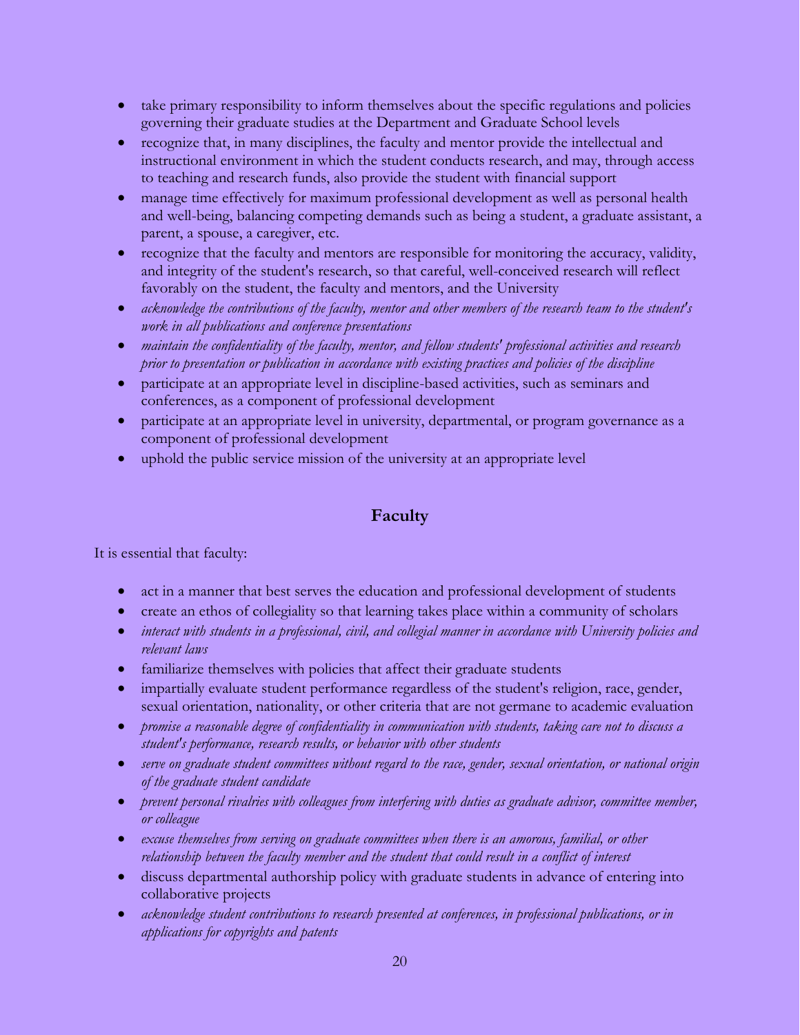- take primary responsibility to inform themselves about the specific regulations and policies governing their graduate studies at the Department and Graduate School levels
- recognize that, in many disciplines, the faculty and mentor provide the intellectual and instructional environment in which the student conducts research, and may, through access to teaching and research funds, also provide the student with financial support
- manage time effectively for maximum professional development as well as personal health and well-being, balancing competing demands such as being a student, a graduate assistant, a parent, a spouse, a caregiver, etc.
- recognize that the faculty and mentors are responsible for monitoring the accuracy, validity, and integrity of the student's research, so that careful, well-conceived research will reflect favorably on the student, the faculty and mentors, and the University
- *acknowledge the contributions of the faculty, mentor and other members of the research team to the student's work in all publications and conference presentations*
- *maintain the confidentiality of the faculty, mentor, and fellow students' professional activities and research prior to presentation or publication in accordance with existing practices and policies of the discipline*
- participate at an appropriate level in discipline-based activities, such as seminars and conferences, as a component of professional development
- participate at an appropriate level in university, departmental, or program governance as a component of professional development
- uphold the public service mission of the university at an appropriate level

## Faculty

It is essential that faculty:

- act in a manner that best serves the education and professional development of students
- create an ethos of collegiality so that learning takes place within a community of scholars
- *interact with students in a professional, civil, and collegial manner in accordance with University policies and relevant laws*
- familiarize themselves with policies that affect their graduate students
- impartially evaluate student performance regardless of the student's religion, race, gender, sexual orientation, nationality, or other criteria that are not germane to academic evaluation
- *promise a reasonable degree of confidentiality in communication with students, taking care not to discuss a student's performance, research results, or behavior with other students*
- *serve on graduate student committees without regard to the race, gender, sexual orientation, or national origin of the graduate student candidate*
- *prevent personal rivalries with colleagues from interfering with duties as graduate advisor, committee member, or colleague*
- *excuse themselves from serving on graduate committees when there is an amorous, familial, or other relationship between the faculty member and the student that could result in a conflict of interest*
- discuss departmental authorship policy with graduate students in advance of entering into collaborative projects
- *acknowledge student contributions to research presented at conferences, in professional publications, or in applications for copyrights and patents*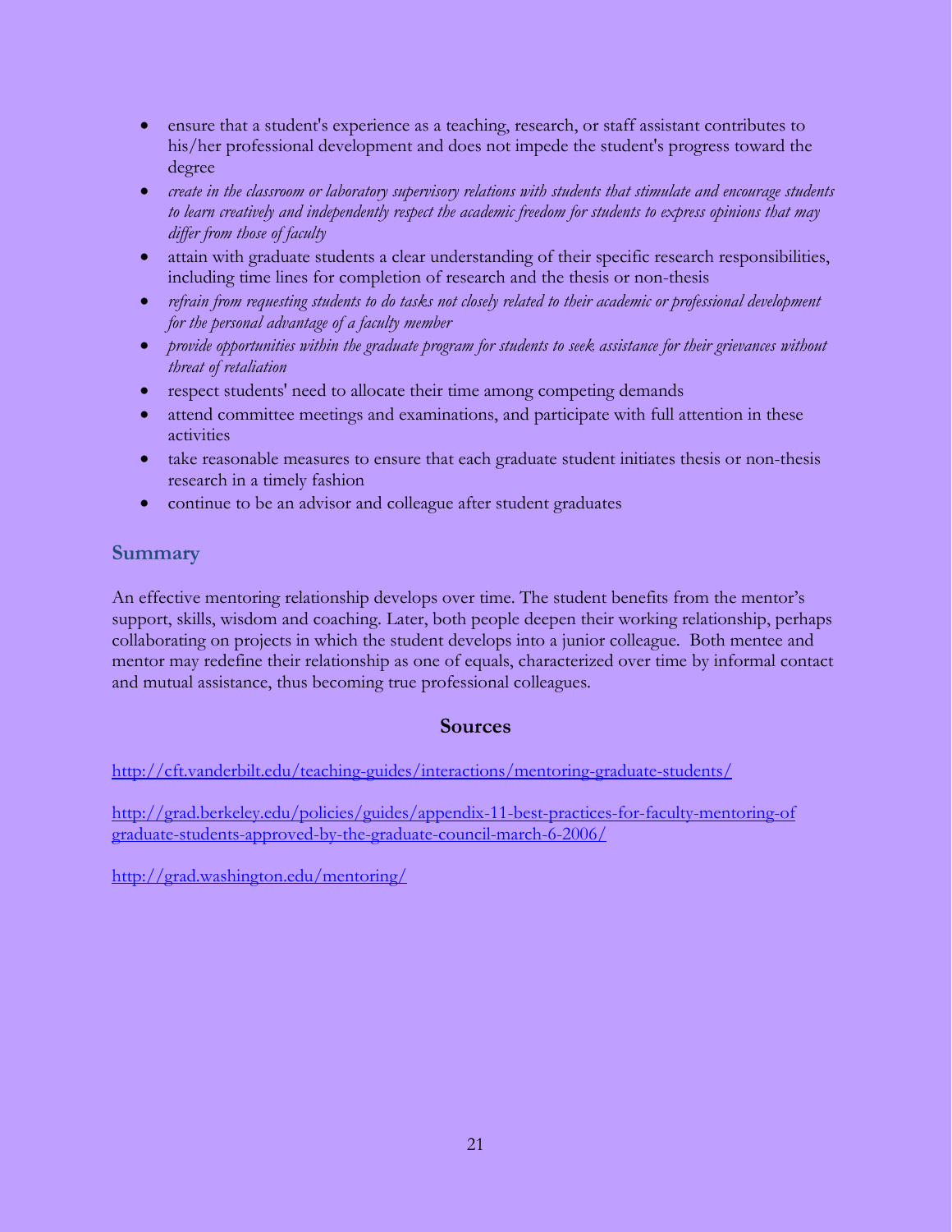- ensure that a student's experience as a teaching, research, or staff assistant contributes to his/her professional development and does not impede the student's progress toward the degree
- *create in the classroom or laboratory supervisory relations with students that stimulate and encourage students to learn creatively and independently respect the academic freedom for students to express opinions that may differ from those of faculty*
- attain with graduate students a clear understanding of their specific research responsibilities, including time lines for completion of research and the thesis or non-thesis
- *refrain from requesting students to do tasks not closely related to their academic or professional development for the personal advantage of a faculty member*
- *provide opportunities within the graduate program for students to seek assistance for their grievances without threat of retaliation*
- respect students' need to allocate their time among competing demands
- attend committee meetings and examinations, and participate with full attention in these activities
- take reasonable measures to ensure that each graduate student initiates thesis or non-thesis research in a timely fashion
- continue to be an advisor and colleague after student graduates

## Summary

An effective mentoring relationship develops over time. The student benefits from the mentor's support, skills, wisdom and coaching. Later, both people deepen their working relationship, perhaps collaborating on projects in which the student develops into a junior colleague. Both mentee and mentor may redefine their relationship as one of equals, characterized over time by informal contact and mutual assistance, thus becoming true professional colleagues.

## Sources

http://cft.vanderbilt.edu/teaching-guides/interactions/mentoring-graduate-students/

http://grad.berkeley.edu/policies/guides/appendix-11-best-practices-for-faculty-mentoring-of graduate-students-approved-by-the-graduate-council-march-6-2006/

http://grad.washington.edu/mentoring/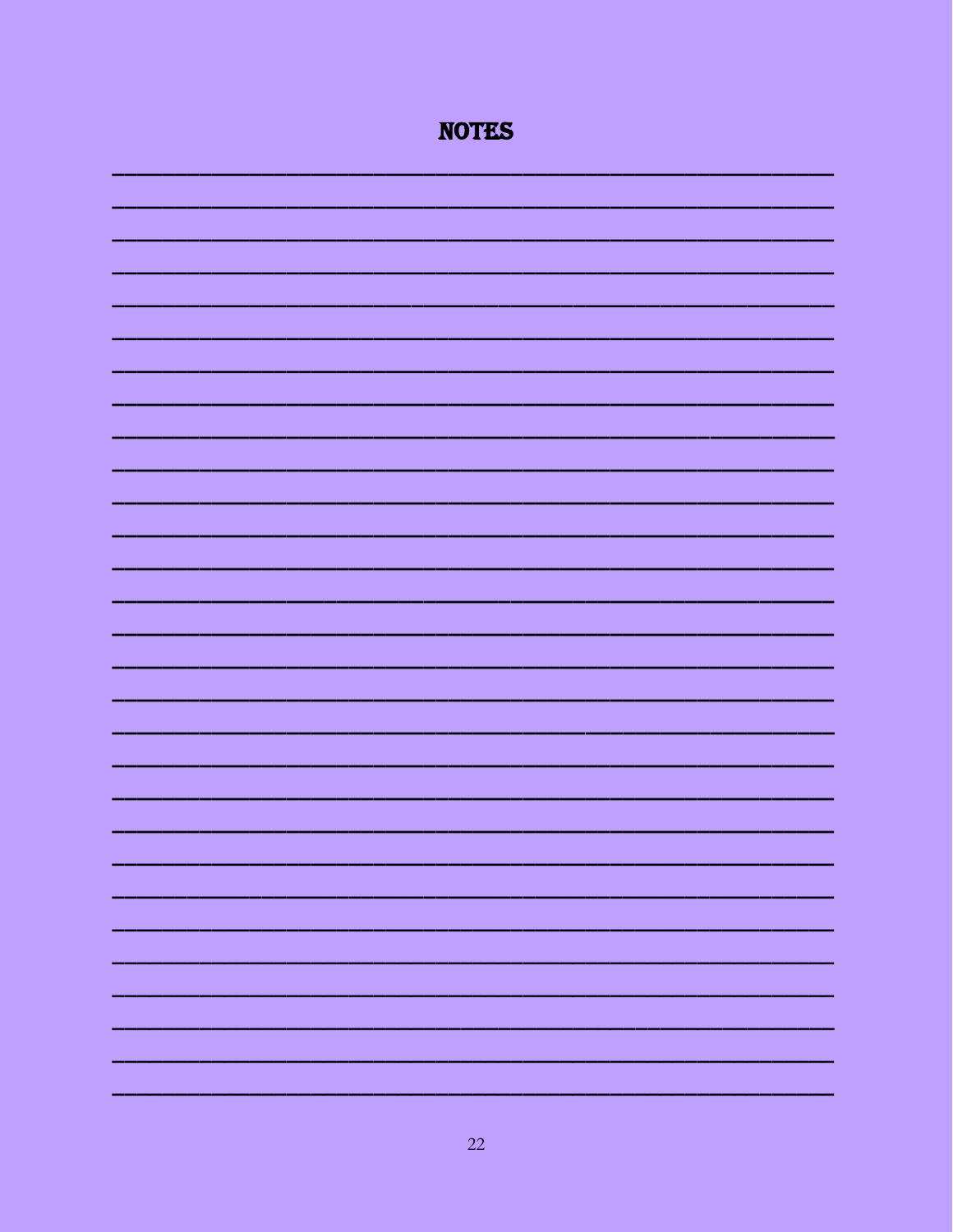# NOTES